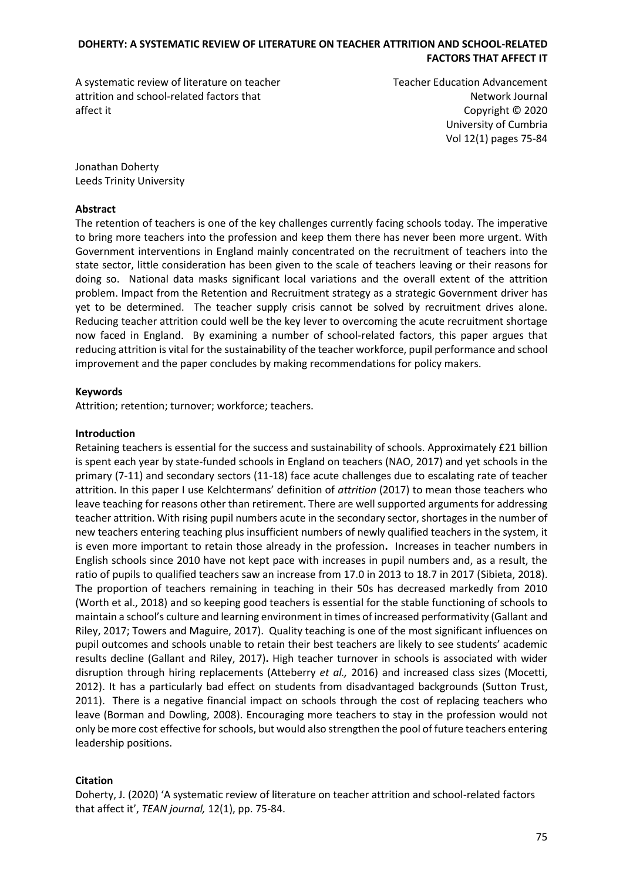A systematic review of literature on teacher attrition and school-related factors that affect it

Teacher Education Advancement Network Journal
Copyright © 2020
University of Cumbria
Vol 12(1) pages 75-84

Jonathan Doherty
Leeds Trinity University

**Abstract**

The retention of teachers is one of the key challenges currently facing schools today. The imperative to bring more teachers into the profession and keep them there has never been more urgent. With Government interventions in England mainly concentrated on the recruitment of teachers into the state sector, little consideration has been given to the scale of teachers leaving or their reasons for doing so. National data masks significant local variations and the overall extent of the attrition problem. Impact from the Retention and Recruitment strategy as a strategic Government driver has yet to be determined. The teacher supply crisis cannot be solved by recruitment drives alone. Reducing teacher attrition could well be the key lever to overcoming the acute recruitment shortage now faced in England. By examining a number of school-related factors, this paper argues that reducing attrition is vital for the sustainability of the teacher workforce, pupil performance and school improvement and the paper concludes by making recommendations for policy makers.

**Keywords**

Attrition; retention; turnover; workforce; teachers.

**Introduction**

Retaining teachers is essential for the success and sustainability of schools. Approximately £21 billion is spent each year by state-funded schools in England on teachers (NAO, 2017) and yet schools in the primary (7-11) and secondary sectors (11-18) face acute challenges due to escalating rate of teacher attrition. In this paper I use Kelchtermans' definition of *attrition* (2017) to mean those teachers who leave teaching for reasons other than retirement. There are well supported arguments for addressing teacher attrition. With rising pupil numbers acute in the secondary sector, shortages in the number of new teachers entering teaching plus insufficient numbers of newly qualified teachers in the system, it is even more important to retain those already in the profession**.** Increases in teacher numbers in English schools since 2010 have not kept pace with increases in pupil numbers and, as a result, the ratio of pupils to qualified teachers saw an increase from 17.0 in 2013 to 18.7 in 2017 (Sibieta, 2018). The proportion of teachers remaining in teaching in their 50s has decreased markedly from 2010 (Worth et al., 2018) and so keeping good teachers is essential for the stable functioning of schools to maintain a school's culture and learning environment in times of increased performativity (Gallant and Riley, 2017; Towers and Maguire, 2017). Quality teaching is one of the most significant influences on pupil outcomes and schools unable to retain their best teachers are likely to see students' academic results decline (Gallant and Riley, 2017)**.** High teacher turnover in schools is associated with wider disruption through hiring replacements (Atteberry *et al.,* 2016) and increased class sizes (Mocetti, 2012). It has a particularly bad effect on students from disadvantaged backgrounds (Sutton Trust, 2011). There is a negative financial impact on schools through the cost of replacing teachers who leave (Borman and Dowling, 2008). Encouraging more teachers to stay in the profession would not only be more cost effective for schools, but would also strengthen the pool of future teachers entering leadership positions.

**Citation**

Doherty, J. (2020) 'A systematic review of literature on teacher attrition and school-related factors that affect it', *TEAN journal,* 12(1), pp. 75-84.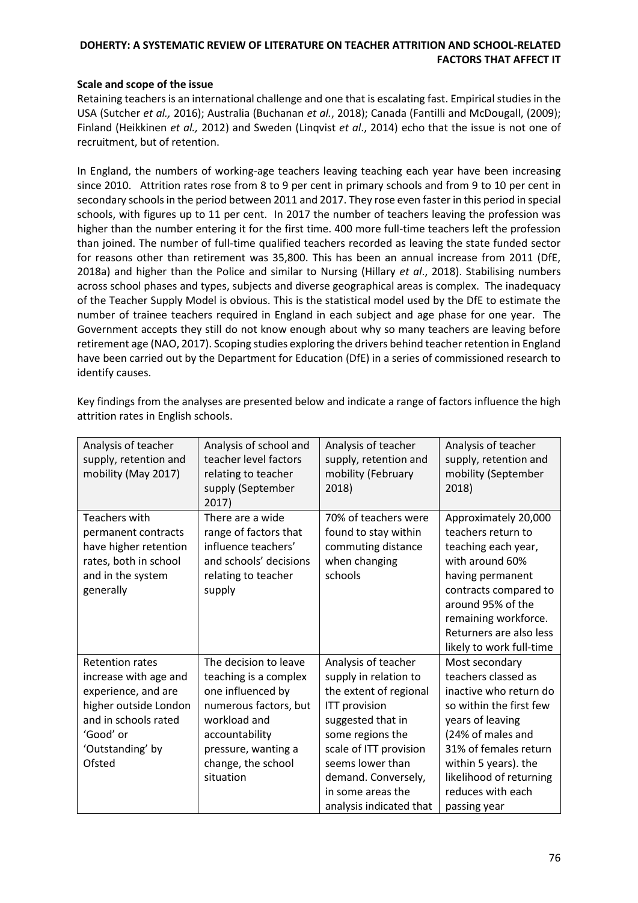### Scale and scope of the issue

Retaining teachers is an international challenge and one that is escalating fast. Empirical studies in the USA (Sutcher *et al.,* 2016); Australia (Buchanan *et al.*, 2018); Canada (Fantilli and McDougall, (2009); Finland (Heikkinen *et al.,* 2012) and Sweden (Linqvist *et al*., 2014) echo that the issue is not one of recruitment, but of retention.

In England, the numbers of working-age teachers leaving teaching each year have been increasing since 2010. Attrition rates rose from 8 to 9 per cent in primary schools and from 9 to 10 per cent in secondary schools in the period between 2011 and 2017. They rose even faster in this period in special schools, with figures up to 11 per cent. In 2017 the number of teachers leaving the profession was higher than the number entering it for the first time. 400 more full-time teachers left the profession than joined. The number of full-time qualified teachers recorded as leaving the state funded sector for reasons other than retirement was 35,800. This has been an annual increase from 2011 (DfE, 2018a) and higher than the Police and similar to Nursing (Hillary *et al*., 2018). Stabilising numbers across school phases and types, subjects and diverse geographical areas is complex. The inadequacy of the Teacher Supply Model is obvious. This is the statistical model used by the DfE to estimate the number of trainee teachers required in England in each subject and age phase for one year. The Government accepts they still do not know enough about why so many teachers are leaving before retirement age (NAO, 2017). Scoping studies exploring the drivers behind teacher retention in England have been carried out by the Department for Education (DfE) in a series of commissioned research to identify causes.

Key findings from the analyses are presented below and indicate a range of factors influence the high attrition rates in English schools.

| Analysis of teacher supply, retention and mobility (May 2017) | Analysis of school and teacher level factors relating to teacher supply (September 2017) | Analysis of teacher supply, retention and mobility (February 2018) | Analysis of teacher supply, retention and mobility (September 2018) |
|---|---|---|---|
| Teachers with permanent contracts have higher retention rates, both in school and in the system generally | There are a wide range of factors that influence teachers' and schools' decisions relating to teacher supply | 70% of teachers were found to stay within commuting distance when changing schools | Approximately 20,000 teachers return to teaching each year, with around 60% having permanent contracts compared to around 95% of the remaining workforce. Returners are also less likely to work full-time |
| Retention rates increase with age and experience, and are higher outside London and in schools rated 'Good' or 'Outstanding' by Ofsted | The decision to leave teaching is a complex one influenced by numerous factors, but workload and accountability pressure, wanting a change, the school situation | Analysis of teacher supply in relation to the extent of regional ITT provision suggested that in some regions the scale of ITT provision seems lower than demand. Conversely, in some areas the analysis indicated that | Most secondary teachers classed as inactive who return do so within the first few years of leaving (24% of males and 31% of females return within 5 years). the likelihood of returning reduces with each passing year |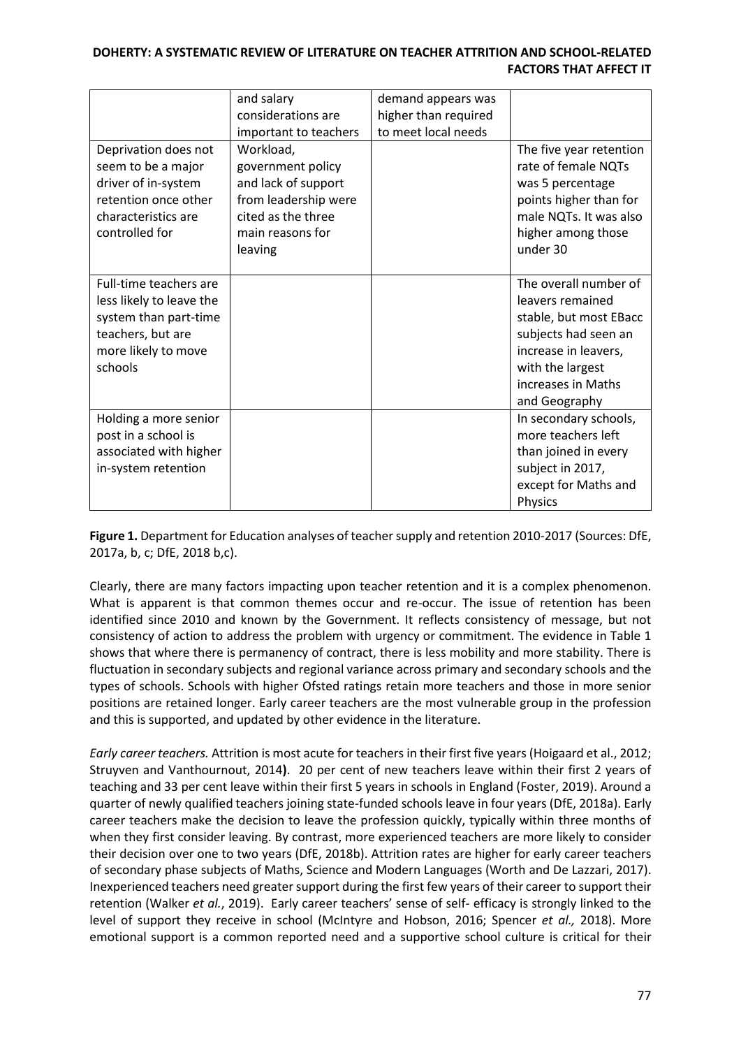| | and salary considerations are important to teachers | demand appears was higher than required to meet local needs | |
|---|---|---|---|
| Deprivation does not seem to be a major driver of in-system retention once other characteristics are controlled for | Workload, government policy and lack of support from leadership were cited as the three main reasons for leaving | | The five year retention rate of female NQTs was 5 percentage points higher than for male NQTs. It was also higher among those under 30 |
| Full-time teachers are less likely to leave the system than part-time teachers, but are more likely to move schools | | | The overall number of leavers remained stable, but most EBacc subjects had seen an increase in leavers, with the largest increases in Maths and Geography |
| Holding a more senior post in a school is associated with higher in-system retention | | | In secondary schools, more teachers left than joined in every subject in 2017, except for Maths and Physics |

**Figure 1.** Department for Education analyses of teacher supply and retention 2010-2017 (Sources: DfE, 2017a, b, c; DfE, 2018 b,c).

Clearly, there are many factors impacting upon teacher retention and it is a complex phenomenon. What is apparent is that common themes occur and re-occur. The issue of retention has been identified since 2010 and known by the Government. It reflects consistency of message, but not consistency of action to address the problem with urgency or commitment. The evidence in Table 1 shows that where there is permanency of contract, there is less mobility and more stability. There is fluctuation in secondary subjects and regional variance across primary and secondary schools and the types of schools. Schools with higher Ofsted ratings retain more teachers and those in more senior positions are retained longer. Early career teachers are the most vulnerable group in the profession and this is supported, and updated by other evidence in the literature.

*Early career teachers.* Attrition is most acute for teachers in their first five years (Hoigaard et al., 2012; Struyven and Vanthournout, 2014**)**. 20 per cent of new teachers leave within their first 2 years of teaching and 33 per cent leave within their first 5 years in schools in England (Foster, 2019). Around a quarter of newly qualified teachers joining state-funded schools leave in four years (DfE, 2018a). Early career teachers make the decision to leave the profession quickly, typically within three months of when they first consider leaving. By contrast, more experienced teachers are more likely to consider their decision over one to two years (DfE, 2018b). Attrition rates are higher for early career teachers of secondary phase subjects of Maths, Science and Modern Languages (Worth and De Lazzari, 2017). Inexperienced teachers need greater support during the first few years of their career to support their retention (Walker *et al.*, 2019). Early career teachers' sense of self- efficacy is strongly linked to the level of support they receive in school (McIntyre and Hobson, 2016; Spencer *et al.,* 2018). More emotional support is a common reported need and a supportive school culture is critical for their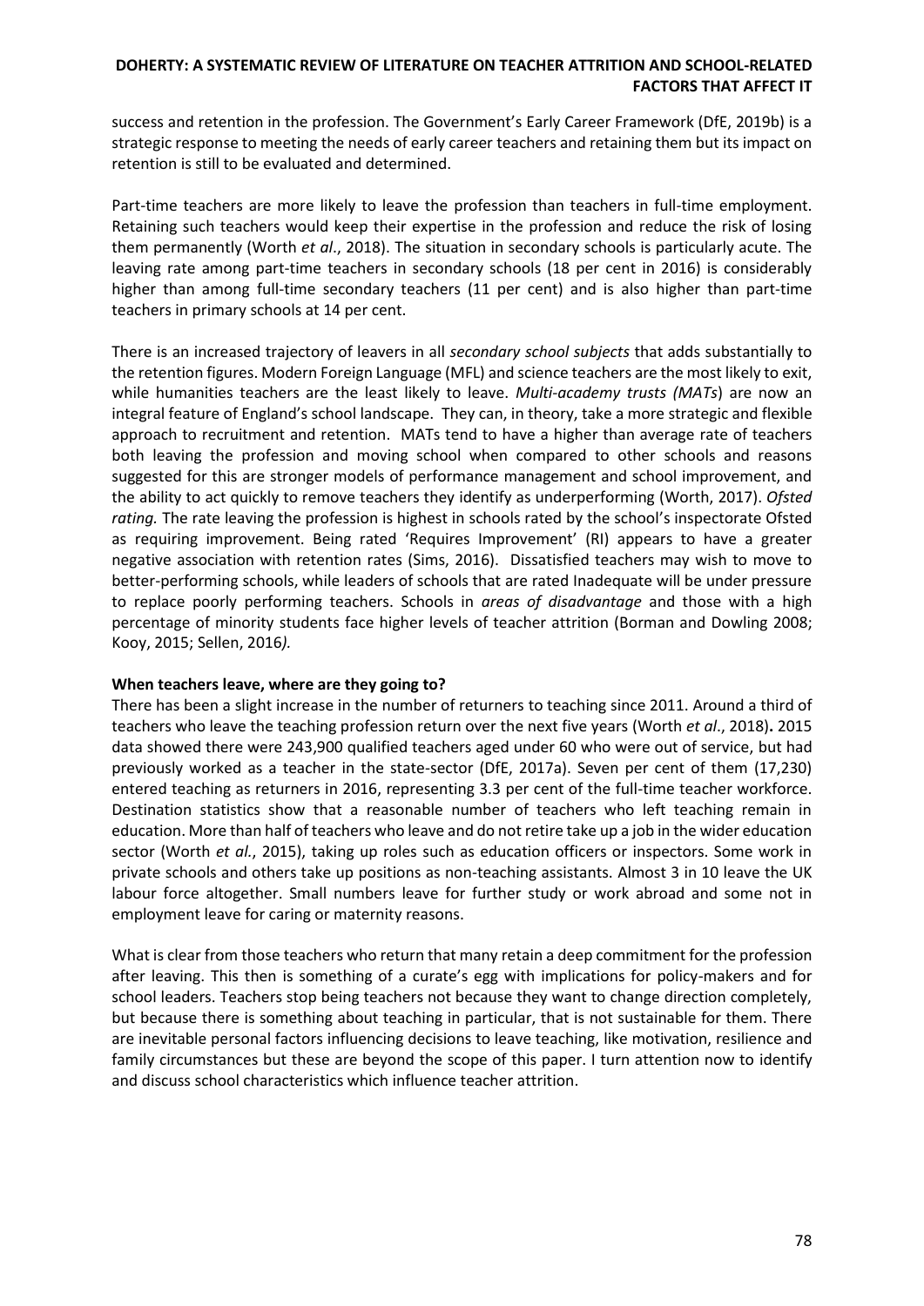success and retention in the profession. The Government's Early Career Framework (DfE, 2019b) is a strategic response to meeting the needs of early career teachers and retaining them but its impact on retention is still to be evaluated and determined.

Part-time teachers are more likely to leave the profession than teachers in full-time employment. Retaining such teachers would keep their expertise in the profession and reduce the risk of losing them permanently (Worth *et al*., 2018). The situation in secondary schools is particularly acute. The leaving rate among part-time teachers in secondary schools (18 per cent in 2016) is considerably higher than among full-time secondary teachers (11 per cent) and is also higher than part-time teachers in primary schools at 14 per cent.

There is an increased trajectory of leavers in all *secondary school subjects* that adds substantially to the retention figures. Modern Foreign Language (MFL) and science teachers are the most likely to exit, while humanities teachers are the least likely to leave. *Multi-academy trusts (MATs*) are now an integral feature of England's school landscape. They can, in theory, take a more strategic and flexible approach to recruitment and retention. MATs tend to have a higher than average rate of teachers both leaving the profession and moving school when compared to other schools and reasons suggested for this are stronger models of performance management and school improvement, and the ability to act quickly to remove teachers they identify as underperforming (Worth, 2017). *Ofsted rating.* The rate leaving the profession is highest in schools rated by the school's inspectorate Ofsted as requiring improvement. Being rated 'Requires Improvement' (RI) appears to have a greater negative association with retention rates (Sims, 2016). Dissatisfied teachers may wish to move to better-performing schools, while leaders of schools that are rated Inadequate will be under pressure to replace poorly performing teachers. Schools in *areas of disadvantage* and those with a high percentage of minority students face higher levels of teacher attrition (Borman and Dowling 2008; Kooy, 2015; Sellen, 2016*).*

**When teachers leave, where are they going to?**

There has been a slight increase in the number of returners to teaching since 2011. Around a third of teachers who leave the teaching profession return over the next five years (Worth *et al*., 2018)**.** 2015 data showed there were 243,900 qualified teachers aged under 60 who were out of service, but had previously worked as a teacher in the state-sector (DfE, 2017a). Seven per cent of them (17,230) entered teaching as returners in 2016, representing 3.3 per cent of the full-time teacher workforce. Destination statistics show that a reasonable number of teachers who left teaching remain in education. More than half of teachers who leave and do not retire take up a job in the wider education sector (Worth *et al.*, 2015), taking up roles such as education officers or inspectors. Some work in private schools and others take up positions as non-teaching assistants. Almost 3 in 10 leave the UK labour force altogether. Small numbers leave for further study or work abroad and some not in employment leave for caring or maternity reasons.

What is clear from those teachers who return that many retain a deep commitment for the profession after leaving. This then is something of a curate's egg with implications for policy-makers and for school leaders. Teachers stop being teachers not because they want to change direction completely, but because there is something about teaching in particular, that is not sustainable for them. There are inevitable personal factors influencing decisions to leave teaching, like motivation, resilience and family circumstances but these are beyond the scope of this paper. I turn attention now to identify and discuss school characteristics which influence teacher attrition.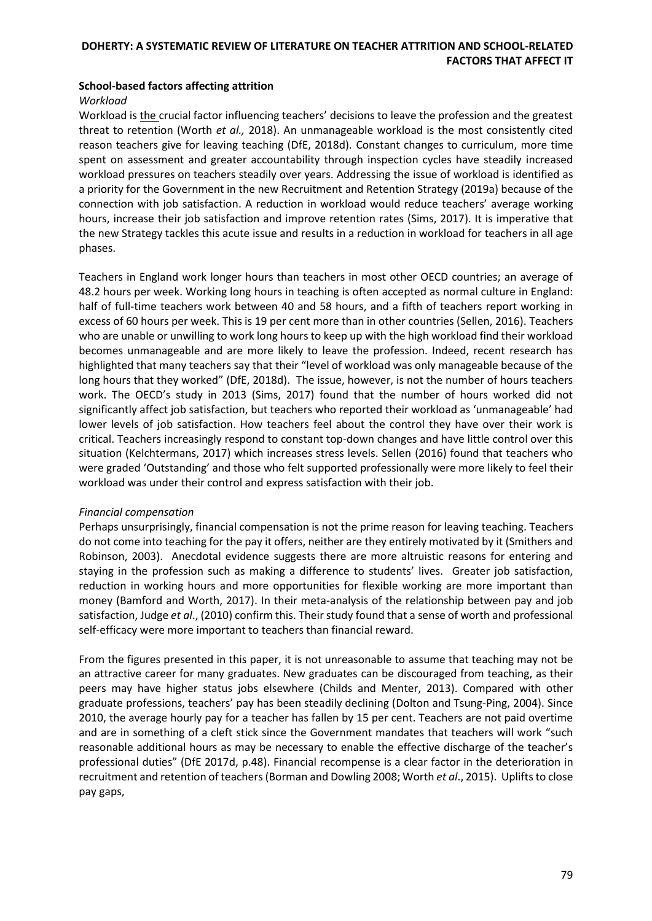### School-based factors affecting attrition

*Workload*

Workload is the crucial factor influencing teachers' decisions to leave the profession and the greatest threat to retention (Worth *et al.,* 2018). An unmanageable workload is the most consistently cited reason teachers give for leaving teaching (DfE, 2018d). Constant changes to curriculum, more time spent on assessment and greater accountability through inspection cycles have steadily increased workload pressures on teachers steadily over years. Addressing the issue of workload is identified as a priority for the Government in the new Recruitment and Retention Strategy (2019a) because of the connection with job satisfaction. A reduction in workload would reduce teachers' average working hours, increase their job satisfaction and improve retention rates (Sims, 2017). It is imperative that the new Strategy tackles this acute issue and results in a reduction in workload for teachers in all age phases.

Teachers in England work longer hours than teachers in most other OECD countries; an average of 48.2 hours per week. Working long hours in teaching is often accepted as normal culture in England: half of full-time teachers work between 40 and 58 hours, and a fifth of teachers report working in excess of 60 hours per week. This is 19 per cent more than in other countries (Sellen, 2016). Teachers who are unable or unwilling to work long hours to keep up with the high workload find their workload becomes unmanageable and are more likely to leave the profession. Indeed, recent research has highlighted that many teachers say that their "level of workload was only manageable because of the long hours that they worked" (DfE, 2018d). The issue, however, is not the number of hours teachers work. The OECD's study in 2013 (Sims, 2017) found that the number of hours worked did not significantly affect job satisfaction, but teachers who reported their workload as 'unmanageable' had lower levels of job satisfaction. How teachers feel about the control they have over their work is critical. Teachers increasingly respond to constant top-down changes and have little control over this situation (Kelchtermans, 2017) which increases stress levels. Sellen (2016) found that teachers who were graded 'Outstanding' and those who felt supported professionally were more likely to feel their workload was under their control and express satisfaction with their job.

*Financial compensation*

Perhaps unsurprisingly, financial compensation is not the prime reason for leaving teaching. Teachers do not come into teaching for the pay it offers, neither are they entirely motivated by it (Smithers and Robinson, 2003). Anecdotal evidence suggests there are more altruistic reasons for entering and staying in the profession such as making a difference to students' lives. Greater job satisfaction, reduction in working hours and more opportunities for flexible working are more important than money (Bamford and Worth, 2017). In their meta-analysis of the relationship between pay and job satisfaction, Judge *et al*., (2010) confirm this. Their study found that a sense of worth and professional self-efficacy were more important to teachers than financial reward.

From the figures presented in this paper, it is not unreasonable to assume that teaching may not be an attractive career for many graduates. New graduates can be discouraged from teaching, as their peers may have higher status jobs elsewhere (Childs and Menter, 2013). Compared with other graduate professions, teachers' pay has been steadily declining (Dolton and Tsung-Ping, 2004). Since 2010, the average hourly pay for a teacher has fallen by 15 per cent. Teachers are not paid overtime and are in something of a cleft stick since the Government mandates that teachers will work "such reasonable additional hours as may be necessary to enable the effective discharge of the teacher's professional duties" (DfE 2017d, p.48). Financial recompense is a clear factor in the deterioration in recruitment and retention of teachers (Borman and Dowling 2008; Worth *et al*., 2015). Uplifts to close pay gaps,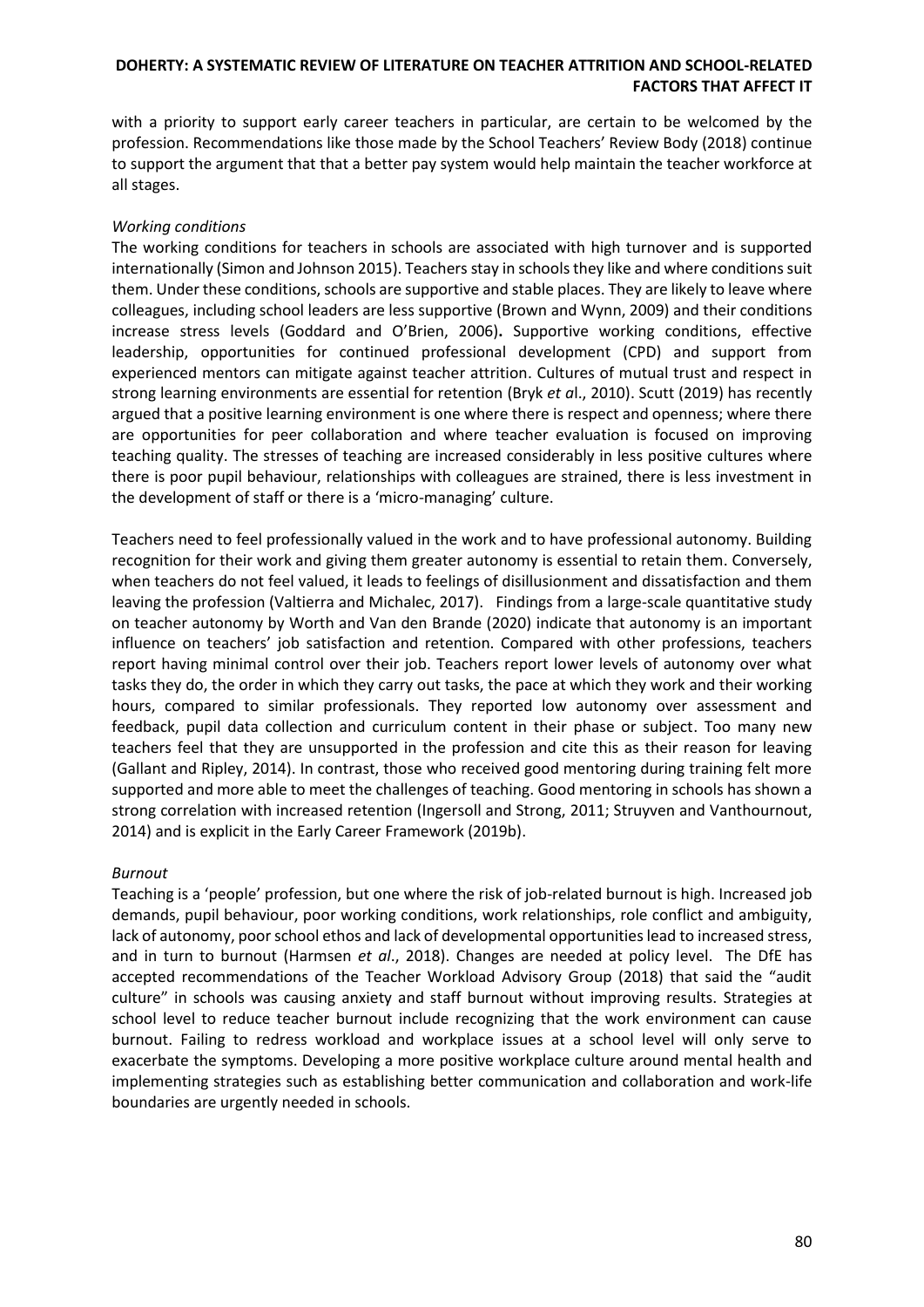with a priority to support early career teachers in particular, are certain to be welcomed by the profession. Recommendations like those made by the School Teachers' Review Body (2018) continue to support the argument that that a better pay system would help maintain the teacher workforce at all stages.

*Working conditions*

The working conditions for teachers in schools are associated with high turnover and is supported internationally (Simon and Johnson 2015). Teachers stay in schools they like and where conditions suit them. Under these conditions, schools are supportive and stable places. They are likely to leave where colleagues, including school leaders are less supportive (Brown and Wynn, 2009) and their conditions increase stress levels (Goddard and O'Brien, 2006). Supportive working conditions, effective leadership, opportunities for continued professional development (CPD) and support from experienced mentors can mitigate against teacher attrition. Cultures of mutual trust and respect in strong learning environments are essential for retention (Bryk *et a*l., 2010). Scutt (2019) has recently argued that a positive learning environment is one where there is respect and openness; where there are opportunities for peer collaboration and where teacher evaluation is focused on improving teaching quality. The stresses of teaching are increased considerably in less positive cultures where there is poor pupil behaviour, relationships with colleagues are strained, there is less investment in the development of staff or there is a 'micro-managing' culture.

Teachers need to feel professionally valued in the work and to have professional autonomy. Building recognition for their work and giving them greater autonomy is essential to retain them. Conversely, when teachers do not feel valued, it leads to feelings of disillusionment and dissatisfaction and them leaving the profession (Valtierra and Michalec, 2017). Findings from a large-scale quantitative study on teacher autonomy by Worth and Van den Brande (2020) indicate that autonomy is an important influence on teachers' job satisfaction and retention. Compared with other professions, teachers report having minimal control over their job. Teachers report lower levels of autonomy over what tasks they do, the order in which they carry out tasks, the pace at which they work and their working hours, compared to similar professionals. They reported low autonomy over assessment and feedback, pupil data collection and curriculum content in their phase or subject. Too many new teachers feel that they are unsupported in the profession and cite this as their reason for leaving (Gallant and Ripley, 2014). In contrast, those who received good mentoring during training felt more supported and more able to meet the challenges of teaching. Good mentoring in schools has shown a strong correlation with increased retention (Ingersoll and Strong, 2011; Struyven and Vanthournout, 2014) and is explicit in the Early Career Framework (2019b).

*Burnout*

Teaching is a 'people' profession, but one where the risk of job-related burnout is high. Increased job demands, pupil behaviour, poor working conditions, work relationships, role conflict and ambiguity, lack of autonomy, poor school ethos and lack of developmental opportunities lead to increased stress, and in turn to burnout (Harmsen *et al*., 2018). Changes are needed at policy level. The DfE has accepted recommendations of the Teacher Workload Advisory Group (2018) that said the "audit culture" in schools was causing anxiety and staff burnout without improving results. Strategies at school level to reduce teacher burnout include recognizing that the work environment can cause burnout. Failing to redress workload and workplace issues at a school level will only serve to exacerbate the symptoms. Developing a more positive workplace culture around mental health and implementing strategies such as establishing better communication and collaboration and work-life boundaries are urgently needed in schools.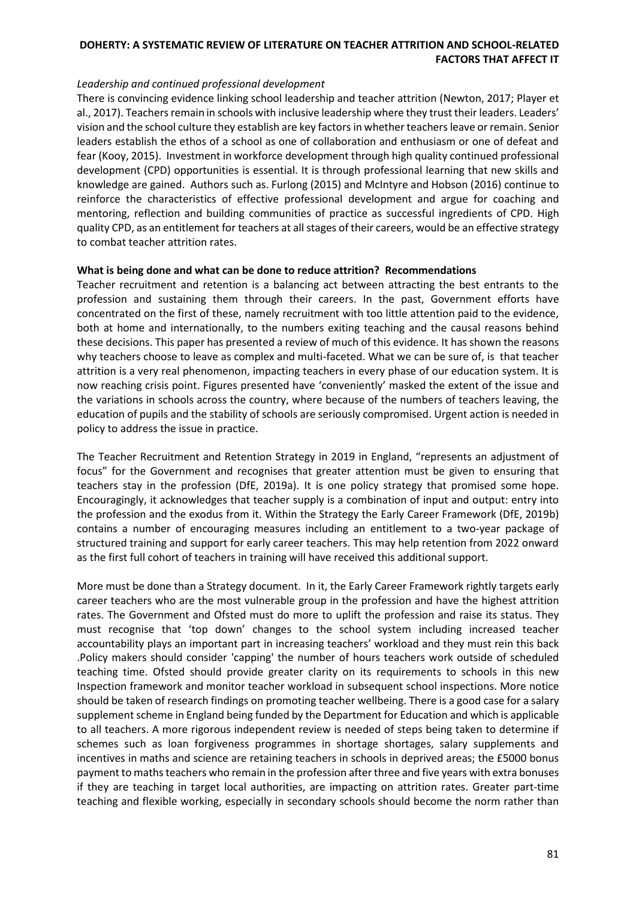*Leadership and continued professional development*

There is convincing evidence linking school leadership and teacher attrition (Newton, 2017; Player et al., 2017). Teachers remain in schools with inclusive leadership where they trust their leaders. Leaders' vision and the school culture they establish are key factors in whether teachers leave or remain. Senior leaders establish the ethos of a school as one of collaboration and enthusiasm or one of defeat and fear (Kooy, 2015). Investment in workforce development through high quality continued professional development (CPD) opportunities is essential. It is through professional learning that new skills and knowledge are gained. Authors such as. Furlong (2015) and McIntyre and Hobson (2016) continue to reinforce the characteristics of effective professional development and argue for coaching and mentoring, reflection and building communities of practice as successful ingredients of CPD. High quality CPD, as an entitlement for teachers at all stages of their careers, would be an effective strategy to combat teacher attrition rates.

**What is being done and what can be done to reduce attrition? Recommendations**

Teacher recruitment and retention is a balancing act between attracting the best entrants to the profession and sustaining them through their careers. In the past, Government efforts have concentrated on the first of these, namely recruitment with too little attention paid to the evidence, both at home and internationally, to the numbers exiting teaching and the causal reasons behind these decisions. This paper has presented a review of much of this evidence. It has shown the reasons why teachers choose to leave as complex and multi-faceted. What we can be sure of, is that teacher attrition is a very real phenomenon, impacting teachers in every phase of our education system. It is now reaching crisis point. Figures presented have 'conveniently' masked the extent of the issue and the variations in schools across the country, where because of the numbers of teachers leaving, the education of pupils and the stability of schools are seriously compromised. Urgent action is needed in policy to address the issue in practice.

The Teacher Recruitment and Retention Strategy in 2019 in England, "represents an adjustment of focus" for the Government and recognises that greater attention must be given to ensuring that teachers stay in the profession (DfE, 2019a). It is one policy strategy that promised some hope. Encouragingly, it acknowledges that teacher supply is a combination of input and output: entry into the profession and the exodus from it. Within the Strategy the Early Career Framework (DfE, 2019b) contains a number of encouraging measures including an entitlement to a two-year package of structured training and support for early career teachers. This may help retention from 2022 onward as the first full cohort of teachers in training will have received this additional support.

More must be done than a Strategy document. In it, the Early Career Framework rightly targets early career teachers who are the most vulnerable group in the profession and have the highest attrition rates. The Government and Ofsted must do more to uplift the profession and raise its status. They must recognise that 'top down' changes to the school system including increased teacher accountability plays an important part in increasing teachers' workload and they must rein this back .Policy makers should consider 'capping' the number of hours teachers work outside of scheduled teaching time. Ofsted should provide greater clarity on its requirements to schools in this new Inspection framework and monitor teacher workload in subsequent school inspections. More notice should be taken of research findings on promoting teacher wellbeing. There is a good case for a salary supplement scheme in England being funded by the Department for Education and which is applicable to all teachers. A more rigorous independent review is needed of steps being taken to determine if schemes such as loan forgiveness programmes in shortage shortages, salary supplements and incentives in maths and science are retaining teachers in schools in deprived areas; the £5000 bonus payment to maths teachers who remain in the profession after three and five years with extra bonuses if they are teaching in target local authorities, are impacting on attrition rates. Greater part-time teaching and flexible working, especially in secondary schools should become the norm rather than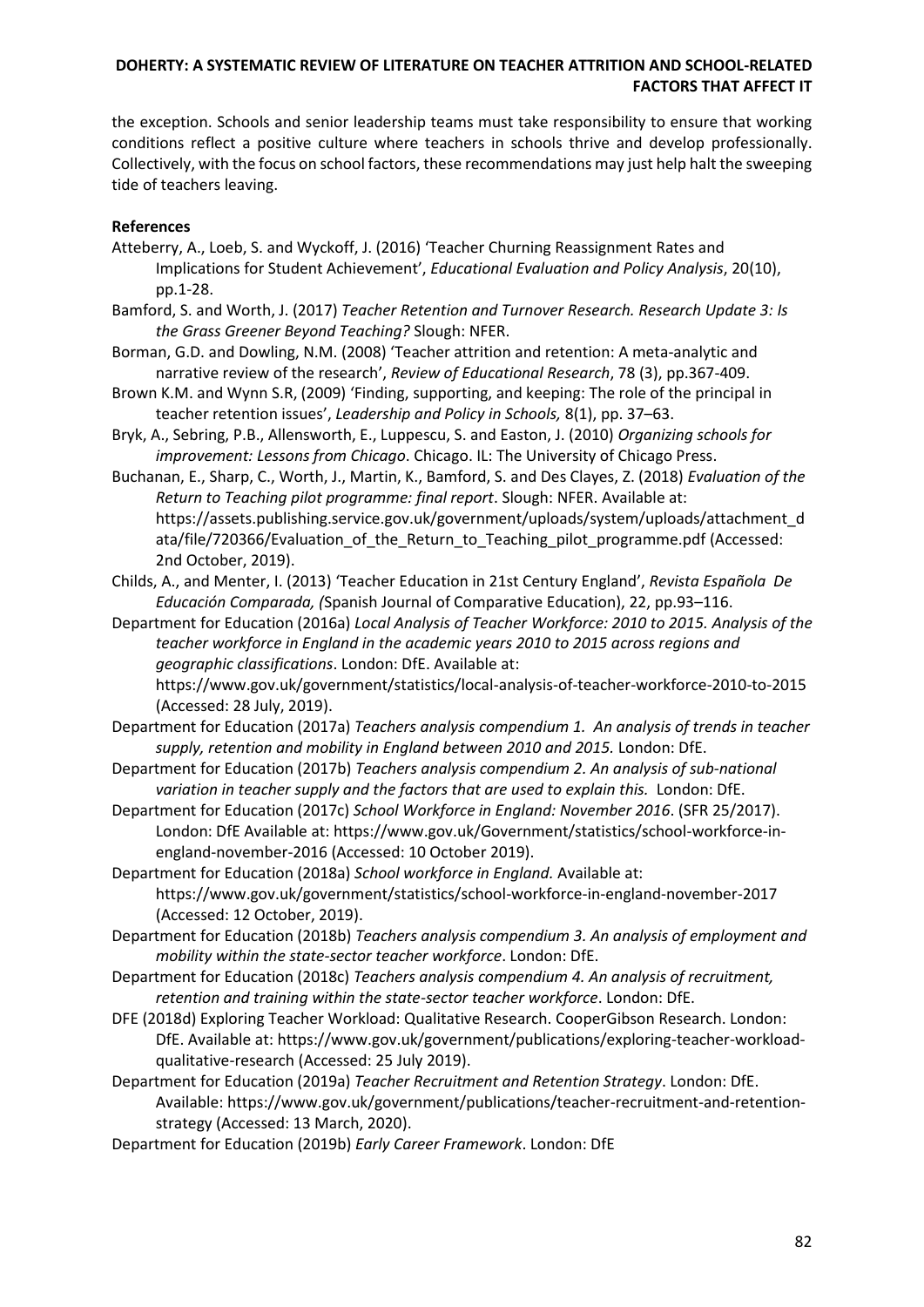the exception. Schools and senior leadership teams must take responsibility to ensure that working conditions reflect a positive culture where teachers in schools thrive and develop professionally. Collectively, with the focus on school factors, these recommendations may just help halt the sweeping tide of teachers leaving.

**References**

Atteberry, A., Loeb, S. and Wyckoff, J. (2016) 'Teacher Churning Reassignment Rates and Implications for Student Achievement', *Educational Evaluation and Policy Analysis*, 20(10), pp.1-28.

Bamford, S. and Worth, J. (2017) *Teacher Retention and Turnover Research. Research Update 3: Is the Grass Greener Beyond Teaching?* Slough: NFER.

Borman, G.D. and Dowling, N.M. (2008) 'Teacher attrition and retention: A meta-analytic and narrative review of the research', *Review of Educational Research*, 78 (3), pp.367-409.

Brown K.M. and Wynn S.R, (2009) 'Finding, supporting, and keeping: The role of the principal in teacher retention issues', *Leadership and Policy in Schools,* 8(1), pp. 37–63.

Bryk, A., Sebring, P.B., Allensworth, E., Luppescu, S. and Easton, J. (2010) *Organizing schools for improvement: Lessons from Chicago*. Chicago. IL: The University of Chicago Press.

Buchanan, E., Sharp, C., Worth, J., Martin, K., Bamford, S. and Des Clayes, Z. (2018) *Evaluation of the Return to Teaching pilot programme: final report*. Slough: NFER. Available at: https://assets.publishing.service.gov.uk/government/uploads/system/uploads/attachment_data/file/720366/Evaluation_of_the_Return_to_Teaching_pilot_programme.pdf (Accessed: 2nd October, 2019).

Childs, A., and Menter, I. (2013) 'Teacher Education in 21st Century England', *Revista Española De Educación Comparada, (*Spanish Journal of Comparative Education), 22, pp.93–116.

Department for Education (2016a) *Local Analysis of Teacher Workforce: 2010 to 2015. Analysis of the teacher workforce in England in the academic years 2010 to 2015 across regions and geographic classifications*. London: DfE. Available at: https://www.gov.uk/government/statistics/local-analysis-of-teacher-workforce-2010-to-2015 (Accessed: 28 July, 2019).

Department for Education (2017a) *Teachers analysis compendium 1. An analysis of trends in teacher supply, retention and mobility in England between 2010 and 2015.* London: DfE.

Department for Education (2017b) *Teachers analysis compendium 2. An analysis of sub-national variation in teacher supply and the factors that are used to explain this.* London: DfE.

Department for Education (2017c) *School Workforce in England: November 2016*. (SFR 25/2017). London: DfE Available at: https://www.gov.uk/Government/statistics/school-workforce-in-england-november-2016 (Accessed: 10 October 2019).

Department for Education (2018a) *School workforce in England.* Available at: https://www.gov.uk/government/statistics/school-workforce-in-england-november-2017 (Accessed: 12 October, 2019).

Department for Education (2018b) *Teachers analysis compendium 3. An analysis of employment and mobility within the state-sector teacher workforce*. London: DfE.

Department for Education (2018c) *Teachers analysis compendium 4. An analysis of recruitment, retention and training within the state-sector teacher workforce*. London: DfE.

DFE (2018d) Exploring Teacher Workload: Qualitative Research. CooperGibson Research. London: DfE. Available at: https://www.gov.uk/government/publications/exploring-teacher-workload-qualitative-research (Accessed: 25 July 2019).

Department for Education (2019a) *Teacher Recruitment and Retention Strategy*. London: DfE. Available: https://www.gov.uk/government/publications/teacher-recruitment-and-retention-strategy (Accessed: 13 March, 2020).

Department for Education (2019b) *Early Career Framework*. London: DfE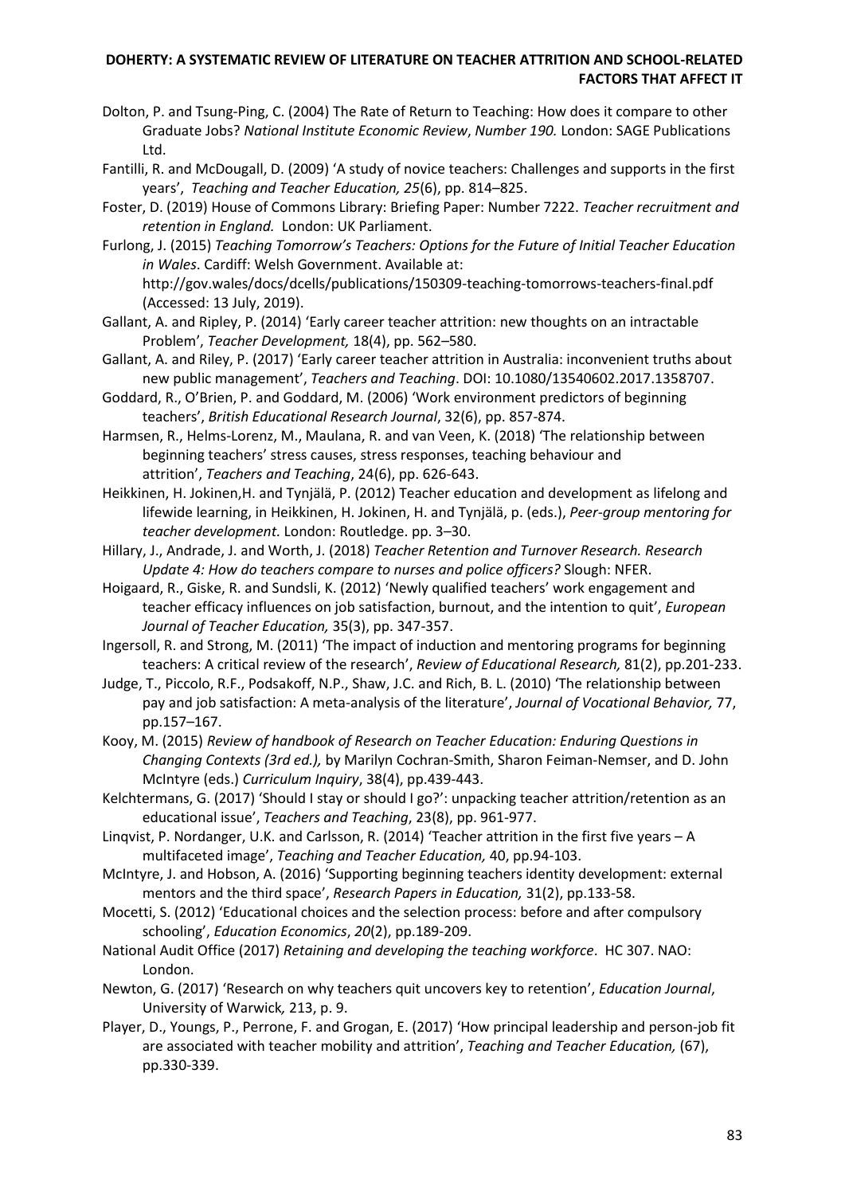Dolton, P. and Tsung-Ping, C. (2004) The Rate of Return to Teaching: How does it compare to other Graduate Jobs? *National Institute Economic Review*, *Number 190.* London: SAGE Publications Ltd.

Fantilli, R. and McDougall, D. (2009) 'A study of novice teachers: Challenges and supports in the first years', *Teaching and Teacher Education, 25*(6), pp. 814–825.

Foster, D. (2019) House of Commons Library: Briefing Paper: Number 7222. *Teacher recruitment and retention in England.* London: UK Parliament.

Furlong, J. (2015) *Teaching Tomorrow's Teachers: Options for the Future of Initial Teacher Education in Wales*. Cardiff: Welsh Government. Available at: http://gov.wales/docs/dcells/publications/150309-teaching-tomorrows-teachers-final.pdf (Accessed: 13 July, 2019).

Gallant, A. and Ripley, P. (2014) 'Early career teacher attrition: new thoughts on an intractable Problem', *Teacher Development,* 18(4), pp. 562–580.

Gallant, A. and Riley, P. (2017) 'Early career teacher attrition in Australia: inconvenient truths about new public management', *Teachers and Teaching*. DOI: 10.1080/13540602.2017.1358707.

Goddard, R., O'Brien, P. and Goddard, M. (2006) 'Work environment predictors of beginning teachers', *British Educational Research Journal*, 32(6), pp. 857-874.

Harmsen, R., Helms-Lorenz, M., Maulana, R. and van Veen, K. (2018) 'The relationship between beginning teachers' stress causes, stress responses, teaching behaviour and attrition', *Teachers and Teaching*, 24(6), pp. 626-643.

Heikkinen, H. Jokinen,H. and Tynjälä, P. (2012) Teacher education and development as lifelong and lifewide learning, in Heikkinen, H. Jokinen, H. and Tynjälä, p. (eds.), *Peer-group mentoring for teacher development.* London: Routledge. pp. 3–30.

Hillary, J., Andrade, J. and Worth, J. (2018) *Teacher Retention and Turnover Research. Research Update 4: How do teachers compare to nurses and police officers?* Slough: NFER.

Hoigaard, R., Giske, R. and Sundsli, K. (2012) 'Newly qualified teachers' work engagement and teacher efficacy influences on job satisfaction, burnout, and the intention to quit', *European Journal of Teacher Education,* 35(3), pp. 347-357.

Ingersoll, R. and Strong, M. (2011) 'The impact of induction and mentoring programs for beginning teachers: A critical review of the research', *Review of Educational Research,* 81(2), pp.201-233.

Judge, T., Piccolo, R.F., Podsakoff, N.P., Shaw, J.C. and Rich, B. L. (2010) 'The relationship between pay and job satisfaction: A meta-analysis of the literature', *Journal of Vocational Behavior,* 77, pp.157–167.

Kooy, M. (2015) *Review of handbook of Research on Teacher Education: Enduring Questions in Changing Contexts (3rd ed.),* by Marilyn Cochran-Smith, Sharon Feiman-Nemser, and D. John McIntyre (eds.) *Curriculum Inquiry*, 38(4), pp.439-443.

Kelchtermans, G. (2017) 'Should I stay or should I go?': unpacking teacher attrition/retention as an educational issue', *Teachers and Teaching*, 23(8), pp. 961-977.

Linqvist, P. Nordanger, U.K. and Carlsson, R. (2014) 'Teacher attrition in the first five years – A multifaceted image', *Teaching and Teacher Education,* 40, pp.94-103.

McIntyre, J. and Hobson, A. (2016) 'Supporting beginning teachers identity development: external mentors and the third space', *Research Papers in Education,* 31(2), pp.133-58.

Mocetti, S. (2012) 'Educational choices and the selection process: before and after compulsory schooling', *Education Economics*, *20*(2), pp.189-209.

National Audit Office (2017) *Retaining and developing the teaching workforce*. HC 307. NAO: London.

Newton, G. (2017) 'Research on why teachers quit uncovers key to retention', *Education Journal*, University of Warwick*,* 213, p. 9.

Player, D., Youngs, P., Perrone, F. and Grogan, E. (2017) 'How principal leadership and person-job fit are associated with teacher mobility and attrition', *Teaching and Teacher Education,* (67), pp.330-339.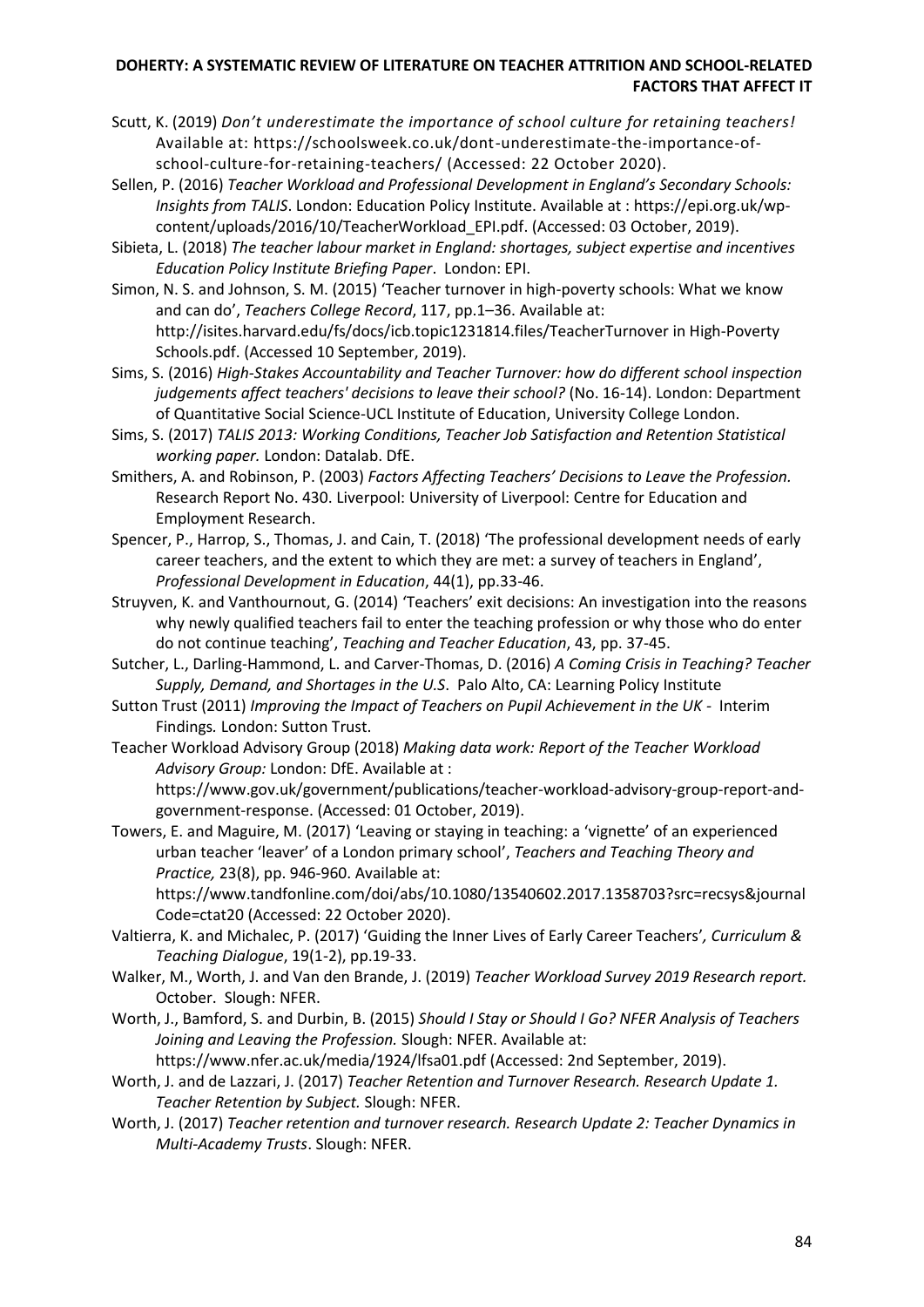Scutt, K. (2019) *Don't underestimate the importance of school culture for retaining teachers!* Available at: https://schoolsweek.co.uk/dont-underestimate-the-importance-of-school-culture-for-retaining-teachers/ (Accessed: 22 October 2020).

Sellen, P. (2016) *Teacher Workload and Professional Development in England's Secondary Schools: Insights from TALIS*. London: Education Policy Institute. Available at : https://epi.org.uk/wp-content/uploads/2016/10/TeacherWorkload_EPI.pdf. (Accessed: 03 October, 2019).

Sibieta, L. (2018) *The teacher labour market in England: shortages, subject expertise and incentives Education Policy Institute Briefing Paper*. London: EPI.

Simon, N. S. and Johnson, S. M. (2015) 'Teacher turnover in high-poverty schools: What we know and can do', *Teachers College Record*, 117, pp.1–36. Available at: http://isites.harvard.edu/fs/docs/icb.topic1231814.files/TeacherTurnover in High-Poverty Schools.pdf. (Accessed 10 September, 2019).

Sims, S. (2016) *High-Stakes Accountability and Teacher Turnover: how do different school inspection judgements affect teachers' decisions to leave their school?* (No. 16-14). London: Department of Quantitative Social Science-UCL Institute of Education, University College London.

Sims, S. (2017) *TALIS 2013: Working Conditions, Teacher Job Satisfaction and Retention Statistical working paper.* London: Datalab. DfE.

Smithers, A. and Robinson, P. (2003) *Factors Affecting Teachers' Decisions to Leave the Profession.* Research Report No. 430. Liverpool: University of Liverpool: Centre for Education and Employment Research.

Spencer, P., Harrop, S., Thomas, J. and Cain, T. (2018) 'The professional development needs of early career teachers, and the extent to which they are met: a survey of teachers in England', *Professional Development in Education*, 44(1), pp.33-46.

Struyven, K. and Vanthournout, G. (2014) 'Teachers' exit decisions: An investigation into the reasons why newly qualified teachers fail to enter the teaching profession or why those who do enter do not continue teaching', *Teaching and Teacher Education*, 43, pp. 37-45.

Sutcher, L., Darling-Hammond, L. and Carver-Thomas, D. (2016) *A Coming Crisis in Teaching? Teacher Supply, Demand, and Shortages in the U.S*. Palo Alto, CA: Learning Policy Institute

Sutton Trust (2011) *Improving the Impact of Teachers on Pupil Achievement in the UK* - Interim Findings*.* London: Sutton Trust.

Teacher Workload Advisory Group (2018) *Making data work: Report of the Teacher Workload Advisory Group:* London: DfE. Available at : https://www.gov.uk/government/publications/teacher-workload-advisory-group-report-and-government-response. (Accessed: 01 October, 2019).

Towers, E. and Maguire, M. (2017) 'Leaving or staying in teaching: a 'vignette' of an experienced urban teacher 'leaver' of a London primary school', *Teachers and Teaching Theory and Practice,* 23(8), pp. 946-960. Available at: https://www.tandfonline.com/doi/abs/10.1080/13540602.2017.1358703?src=recsys&journalCode=ctat20 (Accessed: 22 October 2020).

Valtierra, K. and Michalec, P. (2017) 'Guiding the Inner Lives of Early Career Teachers'*, Curriculum & Teaching Dialogue*, 19(1-2), pp.19-33.

Walker, M., Worth, J. and Van den Brande, J. (2019) *Teacher Workload Survey 2019 Research report.* October. Slough: NFER.

Worth, J., Bamford, S. and Durbin, B. (2015) *Should I Stay or Should I Go? NFER Analysis of Teachers Joining and Leaving the Profession.* Slough: NFER. Available at: https://www.nfer.ac.uk/media/1924/lfsa01.pdf (Accessed: 2nd September, 2019).

Worth, J. and de Lazzari, J. (2017) *Teacher Retention and Turnover Research. Research Update 1. Teacher Retention by Subject.* Slough: NFER.

Worth, J. (2017) *Teacher retention and turnover research. Research Update 2: Teacher Dynamics in Multi-Academy Trusts*. Slough: NFER.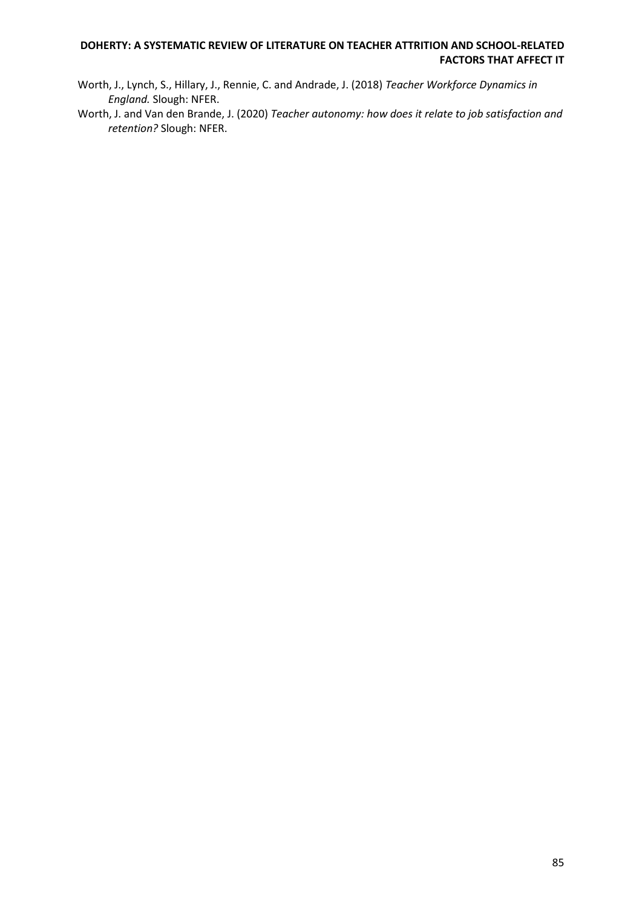Worth, J., Lynch, S., Hillary, J., Rennie, C. and Andrade, J. (2018) *Teacher Workforce Dynamics in England.* Slough: NFER.

Worth, J. and Van den Brande, J. (2020) *Teacher autonomy: how does it relate to job satisfaction and retention?* Slough: NFER.